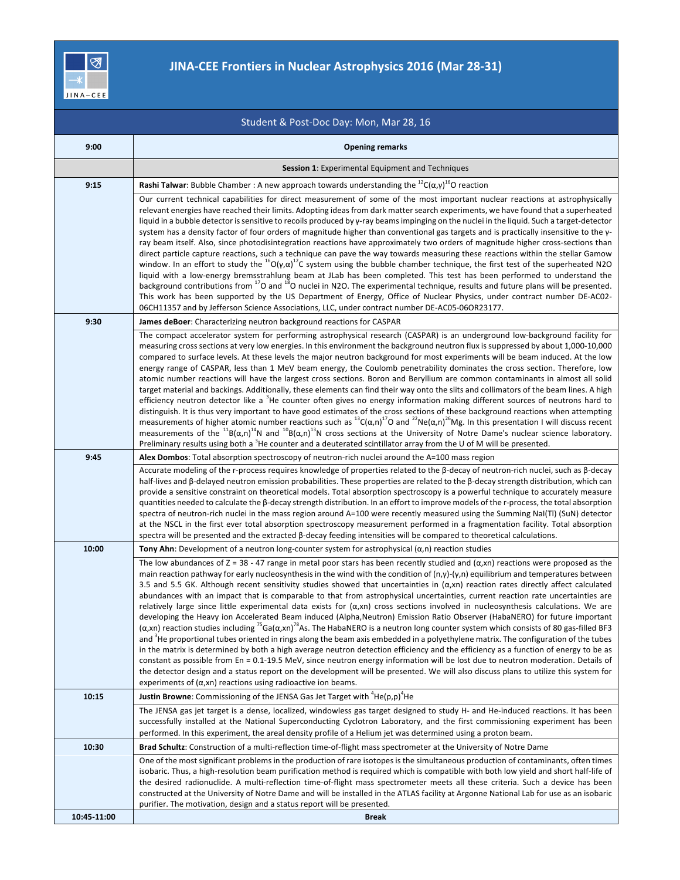# JINA-CEE Frontiers in Nuclear Astrophysics 2016 (Mar 28-31)

## Student & Post-Doc Day: Mon, Mar 28, 16

| Time | Program |
| --- | --- |
| 9:00 | **Opening remarks** |
| | **Session 1**: Experimental Equipment and Techniques |
| 9:15 | **Rashi Talwar**: Bubble Chamber : A new approach towards understanding the $^{12}C(\alpha,\gamma)^{16}O$ reaction |
| | Our current technical capabilities for direct measurement of some of the most important nuclear reactions at astrophysically relevant energies have reached their limits. Adopting ideas from dark matter search experiments, we have found that a superheated liquid in a bubble detector is sensitive to recoils produced by γ-ray beams impinging on the nuclei in the liquid. Such a target-detector system has a density factor of four orders of magnitude higher than conventional gas targets and is practically insensitive to the γ-ray beam itself. Also, since photodisintegration reactions have approximately two orders of magnitude higher cross-sections than direct particle capture reactions, such a technique can pave the way towards measuring these reactions within the stellar Gamow window. In an effort to study the $^{16}O(\gamma,\alpha)^{12}C$ system using the bubble chamber technique, the first test of the superheated N2O liquid with a low-energy bremsstrahlung beam at JLab has been completed. This test has been performed to understand the background contributions from $^{17}O$ and $^{18}O$ nuclei in N2O. The experimental technique, results and future plans will be presented. This work has been supported by the US Department of Energy, Office of Nuclear Physics, under contract number DE-AC02-06CH11357 and by Jefferson Science Associations, LLC, under contract number DE-AC05-06OR23177. |
| 9:30 | **James deBoer**: Characterizing neutron background reactions for CASPAR |
| | The compact accelerator system for performing astrophysical research (CASPAR) is an underground low-background facility for measuring cross sections at very low energies. In this environment the background neutron flux is suppressed by about 1,000-10,000 compared to surface levels. At these levels the major neutron background for most experiments will be beam induced. At the low energy range of CASPAR, less than 1 MeV beam energy, the Coulomb penetrability dominates the cross section. Therefore, low atomic number reactions will have the largest cross sections. Boron and Beryllium are common contaminants in almost all solid target material and backings. Additionally, these elements can find their way onto the slits and collimators of the beam lines. A high efficiency neutron detector like a $^{3}$He counter often gives no energy information making different sources of neutrons hard to distinguish. It is thus very important to have good estimates of the cross sections of these background reactions when attempting measurements of higher atomic number reactions such as $^{13}C(\alpha,n)^{17}O$ and $^{22}Ne(\alpha,n)^{26}Mg$. In this presentation I will discuss recent measurements of the $^{11}B(\alpha,n)^{14}N$ and $^{10}B(\alpha,n)^{13}N$ cross sections at the University of Notre Dame's nuclear science laboratory. Preliminary results using both a $^{3}$He counter and a deuterated scintillator array from the U of M will be presented. |
| 9:45 | **Alex Dombos**: Total absorption spectroscopy of neutron-rich nuclei around the A=100 mass region |
| | Accurate modeling of the r-process requires knowledge of properties related to the β-decay of neutron-rich nuclei, such as β-decay half-lives and β-delayed neutron emission probabilities. These properties are related to the β-decay strength distribution, which can provide a sensitive constraint on theoretical models. Total absorption spectroscopy is a powerful technique to accurately measure quantities needed to calculate the β-decay strength distribution. In an effort to improve models of the r-process, the total absorption spectra of neutron-rich nuclei in the mass region around A=100 were recently measured using the Summing NaI(Tl) (SuN) detector at the NSCL in the first ever total absorption spectroscopy measurement performed in a fragmentation facility. Total absorption spectra will be presented and the extracted β-decay feeding intensities will be compared to theoretical calculations. |
| 10:00 | **Tony Ahn**: Development of a neutron long-counter system for astrophysical (α,n) reaction studies |
| | The low abundances of Z = 38 - 47 range in metal poor stars has been recently studied and (α,xn) reactions were proposed as the main reaction pathway for early nucleosynthesis in the wind with the condition of (n,γ)-(γ,n) equilibrium and temperatures between 3.5 and 5.5 GK. Although recent sensitivity studies showed that uncertainties in (α,xn) reaction rates directly affect calculated abundances with an impact that is comparable to that from astrophysical uncertainties, current reaction rate uncertainties are relatively large since little experimental data exists for (α,xn) cross sections involved in nucleosynthesis calculations. We are developing the Heavy ion Accelerated Beam induced (Alpha,Neutron) Emission Ratio Observer (HabaNERO) for future important (α,xn) reaction studies including $^{75}Ga(\alpha,xn)^{78}As$. The HabaNERO is a neutron long counter system which consists of 80 gas-filled BF3 and $^{3}$He proportional tubes oriented in rings along the beam axis embedded in a polyethylene matrix. The configuration of the tubes in the matrix is determined by both a high average neutron detection efficiency and the efficiency as a function of energy to be as constant as possible from En = 0.1-19.5 MeV, since neutron energy information will be lost due to neutron moderation. Details of the detector design and a status report on the development will be presented. We will also discuss plans to utilize this system for experiments of (α,xn) reactions using radioactive ion beams. |
| 10:15 | **Justin Browne**: Commissioning of the JENSA Gas Jet Target with $^{4}He(p,p)^{4}He$ |
| | The JENSA gas jet target is a dense, localized, windowless gas target designed to study H- and He-induced reactions. It has been successfully installed at the National Superconducting Cyclotron Laboratory, and the first commissioning experiment has been performed. In this experiment, the areal density profile of a Helium jet was determined using a proton beam. |
| 10:30 | **Brad Schultz**: Construction of a multi-reflection time-of-flight mass spectrometer at the University of Notre Dame |
| | One of the most significant problems in the production of rare isotopes is the simultaneous production of contaminants, often times isobaric. Thus, a high-resolution beam purification method is required which is compatible with both low yield and short half-life of the desired radionuclide. A multi-reflection time-of-flight mass spectrometer meets all these criteria. Such a device has been constructed at the University of Notre Dame and will be installed in the ATLAS facility at Argonne National Lab for use as an isobaric purifier. The motivation, design and a status report will be presented. |
| 10:45-11:00 | **Break** |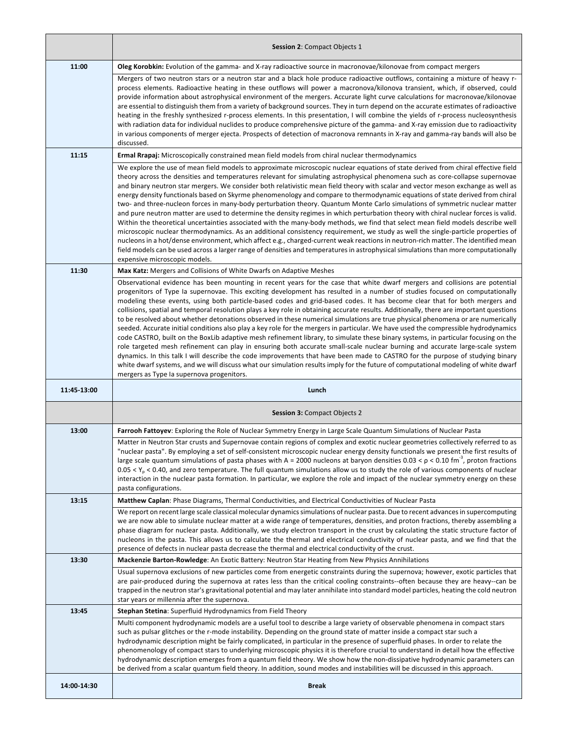| | **Session 2**: Compact Objects 1 |
|---|---|
| **11:00** | **Oleg Korobkin:** Evolution of the gamma- and X-ray radioactive source in macronovae/kilonovae from compact mergers |
| | Mergers of two neutron stars or a neutron star and a black hole produce radioactive outflows, containing a mixture of heavy r-process elements. Radioactive heating in these outflows will power a macronova/kilonova transient, which, if observed, could provide information about astrophysical environment of the mergers. Accurate light curve calculations for macronovae/kilonovae are essential to distinguish them from a variety of background sources. They in turn depend on the accurate estimates of radioactive heating in the freshly synthesized r-process elements. In this presentation, I will combine the yields of r-process nucleosynthesis with radiation data for individual nuclides to produce comprehensive picture of the gamma- and X-ray emission due to radioactivity in various components of merger ejecta. Prospects of detection of macronova remnants in X-ray and gamma-ray bands will also be discussed. |
| **11:15** | **Ermal Rrapaj:** Microscopically constrained mean field models from chiral nuclear thermodynamics |
| | We explore the use of mean field models to approximate microscopic nuclear equations of state derived from chiral effective field theory across the densities and temperatures relevant for simulating astrophysical phenomena such as core-collapse supernovae and binary neutron star mergers. We consider both relativistic mean field theory with scalar and vector meson exchange as well as energy density functionals based on Skyrme phenomenology and compare to thermodynamic equations of state derived from chiral two- and three-nucleon forces in many-body perturbation theory. Quantum Monte Carlo simulations of symmetric nuclear matter and pure neutron matter are used to determine the density regimes in which perturbation theory with chiral nuclear forces is valid. Within the theoretical uncertainties associated with the many-body methods, we find that select mean field models describe well microscopic nuclear thermodynamics. As an additional consistency requirement, we study as well the single-particle properties of nucleons in a hot/dense environment, which affect e.g., charged-current weak reactions in neutron-rich matter. The identified mean field models can be used across a larger range of densities and temperatures in astrophysical simulations than more computationally expensive microscopic models. |
| **11:30** | **Max Katz:** Mergers and Collisions of White Dwarfs on Adaptive Meshes |
| | Observational evidence has been mounting in recent years for the case that white dwarf mergers and collisions are potential progenitors of Type Ia supernovae. This exciting development has resulted in a number of studies focused on computationally modeling these events, using both particle-based codes and grid-based codes. It has become clear that for both mergers and collisions, spatial and temporal resolution plays a key role in obtaining accurate results. Additionally, there are important questions to be resolved about whether detonations observed in these numerical simulations are true physical phenomena or are numerically seeded. Accurate initial conditions also play a key role for the mergers in particular. We have used the compressible hydrodynamics code CASTRO, built on the BoxLib adaptive mesh refinement library, to simulate these binary systems, in particular focusing on the role targeted mesh refinement can play in ensuring both accurate small-scale nuclear burning and accurate large-scale system dynamics. In this talk I will describe the code improvements that have been made to CASTRO for the purpose of studying binary white dwarf systems, and we will discuss what our simulation results imply for the future of computational modeling of white dwarf mergers as Type Ia supernova progenitors. |
| **11:45-13:00** | **Lunch** |
| | **Session 3:** Compact Objects 2 |
| **13:00** | **Farrooh Fattoyev**: Exploring the Role of Nuclear Symmetry Energy in Large Scale Quantum Simulations of Nuclear Pasta |
| | Matter in Neutron Star crusts and Supernovae contain regions of complex and exotic nuclear geometries collectively referred to as "nuclear pasta". By employing a set of self-consistent microscopic nuclear energy density functionals we present the first results of large scale quantum simulations of pasta phases with A = 2000 nucleons at baryon densities $0.03 < \rho < 0.10$ fm$^{-3}$, proton fractions $0.05 < Y_p < 0.40$, and zero temperature. The full quantum simulations allow us to study the role of various components of nuclear interaction in the nuclear pasta formation. In particular, we explore the role and impact of the nuclear symmetry energy on these pasta configurations. |
| **13:15** | **Matthew Caplan**: Phase Diagrams, Thermal Conductivities, and Electrical Conductivities of Nuclear Pasta |
| | We report on recent large scale classical molecular dynamics simulations of nuclear pasta. Due to recent advances in supercomputing we are now able to simulate nuclear matter at a wide range of temperatures, densities, and proton fractions, thereby assembling a phase diagram for nuclear pasta. Additionally, we study electron transport in the crust by calculating the static structure factor of nucleons in the pasta. This allows us to calculate the thermal and electrical conductivity of nuclear pasta, and we find that the presence of defects in nuclear pasta decrease the thermal and electrical conductivity of the crust. |
| **13:30** | **Mackenzie Barton-Rowledge**: An Exotic Battery: Neutron Star Heating from New Physics Annihilations |
| | Usual supernova exclusions of new particles come from energetic constraints during the supernova; however, exotic particles that are pair-produced during the supernova at rates less than the critical cooling constraints--often because they are heavy--can be trapped in the neutron star's gravitational potential and may later annihilate into standard model particles, heating the cold neutron star years or millennia after the supernova. |
| **13:45** | **Stephan Stetina**: Superfluid Hydrodynamics from Field Theory |
| | Multi component hydrodynamic models are a useful tool to describe a large variety of observable phenomena in compact stars such as pulsar glitches or the r-mode instability. Depending on the ground state of matter inside a compact star such a hydrodynamic description might be fairly complicated, in particular in the presence of superfluid phases. In order to relate the phenomenology of compact stars to underlying microscopic physics it is therefore crucial to understand in detail how the effective hydrodynamic description emerges from a quantum field theory. We show how the non-dissipative hydrodynamic parameters can be derived from a scalar quantum field theory. In addition, sound modes and instabilities will be discussed in this approach. |
| **14:00-14:30** | **Break** |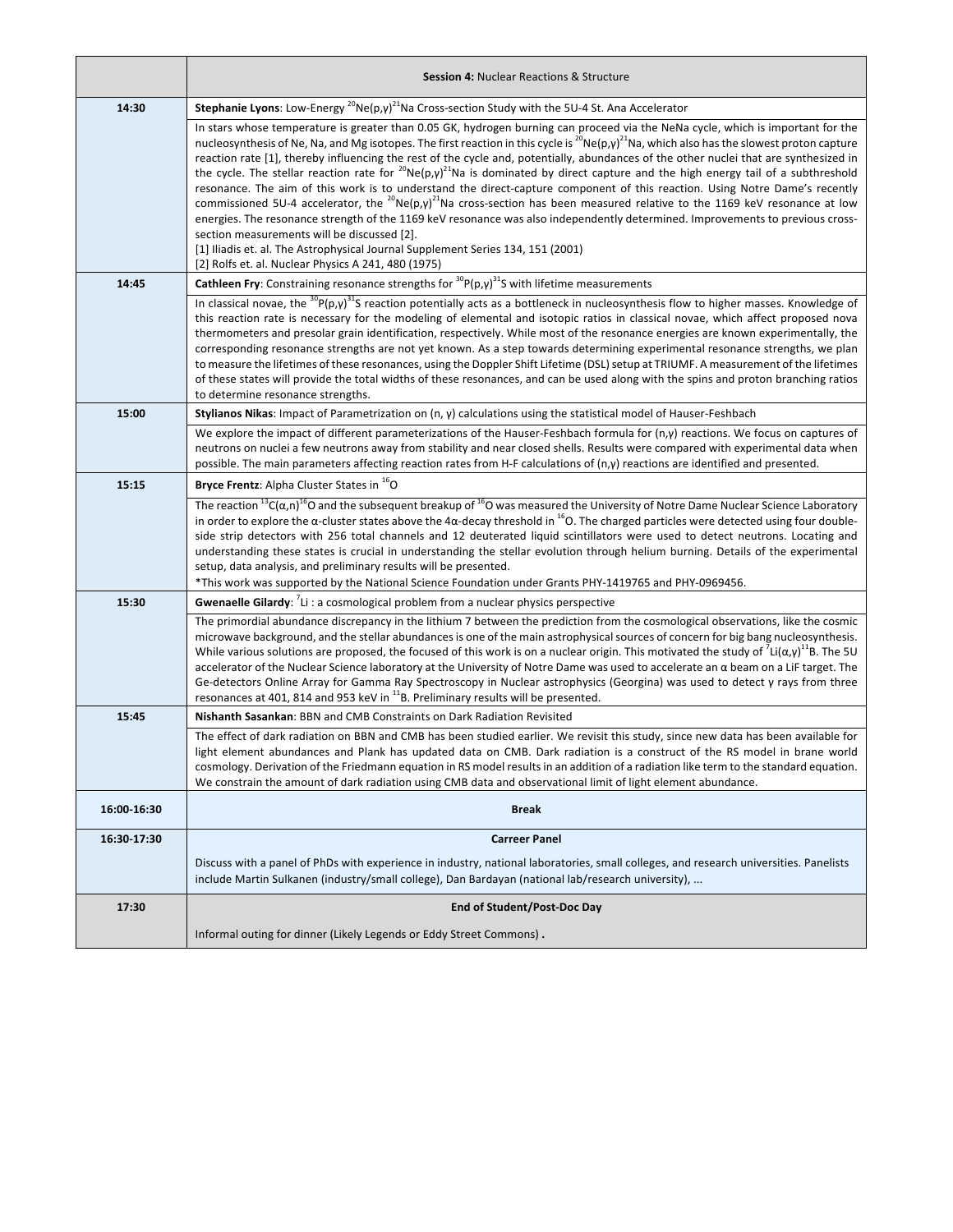| | **Session 4:** Nuclear Reactions & Structure |
|---|---|
| 14:30 | **Stephanie Lyons**: Low-Energy $^{20}Ne(p,\gamma)^{21}Na$ Cross-section Study with the 5U-4 St. Ana Accelerator |
| | In stars whose temperature is greater than 0.05 GK, hydrogen burning can proceed via the NeNa cycle, which is important for the nucleosynthesis of Ne, Na, and Mg isotopes. The first reaction in this cycle is $^{20}Ne(p,\gamma)^{21}Na$, which also has the slowest proton capture reaction rate [1], thereby influencing the rest of the cycle and, potentially, abundances of the other nuclei that are synthesized in the cycle. The stellar reaction rate for $^{20}Ne(p,\gamma)^{21}Na$ is dominated by direct capture and the high energy tail of a subthreshold resonance. The aim of this work is to understand the direct-capture component of this reaction. Using Notre Dame's recently commissioned 5U-4 accelerator, the $^{20}Ne(p,\gamma)^{21}Na$ cross-section has been measured relative to the 1169 keV resonance at low energies. The resonance strength of the 1169 keV resonance was also independently determined. Improvements to previous cross-section measurements will be discussed [2].<br>[1] Iliadis et. al. The Astrophysical Journal Supplement Series 134, 151 (2001)<br>[2] Rolfs et. al. Nuclear Physics A 241, 480 (1975) |
| 14:45 | **Cathleen Fry**: Constraining resonance strengths for $^{30}P(p,\gamma)^{31}S$ with lifetime measurements |
| | In classical novae, the $^{30}P(p,\gamma)^{31}S$ reaction potentially acts as a bottleneck in nucleosynthesis flow to higher masses. Knowledge of this reaction rate is necessary for the modeling of elemental and isotopic ratios in classical novae, which affect proposed nova thermometers and presolar grain identification, respectively. While most of the resonance energies are known experimentally, the corresponding resonance strengths are not yet known. As a step towards determining experimental resonance strengths, we plan to measure the lifetimes of these resonances, using the Doppler Shift Lifetime (DSL) setup at TRIUMF. A measurement of the lifetimes of these states will provide the total widths of these resonances, and can be used along with the spins and proton branching ratios to determine resonance strengths. |
| 15:00 | **Stylianos Nikas**: Impact of Parametrization on (n, γ) calculations using the statistical model of Hauser-Feshbach |
| | We explore the impact of different parameterizations of the Hauser-Feshbach formula for (n,γ) reactions. We focus on captures of neutrons on nuclei a few neutrons away from stability and near closed shells. Results were compared with experimental data when possible. The main parameters affecting reaction rates from H-F calculations of (n,γ) reactions are identified and presented. |
| 15:15 | **Bryce Frentz**: Alpha Cluster States in $^{16}O$ |
| | The reaction $^{13}C(\alpha,n)^{16}O$ and the subsequent breakup of $^{16}O$ was measured the University of Notre Dame Nuclear Science Laboratory in order to explore the α-cluster states above the 4α-decay threshold in $^{16}O$. The charged particles were detected using four double-side strip detectors with 256 total channels and 12 deuterated liquid scintillators were used to detect neutrons. Locating and understanding these states is crucial in understanding the stellar evolution through helium burning. Details of the experimental setup, data analysis, and preliminary results will be presented.<br>*This work was supported by the National Science Foundation under Grants PHY-1419765 and PHY-0969456. |
| 15:30 | **Gwenaelle Gilardy**: $^{7}Li$ : a cosmological problem from a nuclear physics perspective |
| | The primordial abundance discrepancy in the lithium 7 between the prediction from the cosmological observations, like the cosmic microwave background, and the stellar abundances is one of the main astrophysical sources of concern for big bang nucleosynthesis. While various solutions are proposed, the focused of this work is on a nuclear origin. This motivated the study of $^{7}Li(\alpha,\gamma)^{11}B$. The 5U accelerator of the Nuclear Science laboratory at the University of Notre Dame was used to accelerate an α beam on a LiF target. The Ge-detectors Online Array for Gamma Ray Spectroscopy in Nuclear astrophysics (Georgina) was used to detect γ rays from three resonances at 401, 814 and 953 keV in $^{11}B$. Preliminary results will be presented. |
| 15:45 | **Nishanth Sasankan**: BBN and CMB Constraints on Dark Radiation Revisited |
| | The effect of dark radiation on BBN and CMB has been studied earlier. We revisit this study, since new data has been available for light element abundances and Plank has updated data on CMB. Dark radiation is a construct of the RS model in brane world cosmology. Derivation of the Friedmann equation in RS model results in an addition of a radiation like term to the standard equation. We constrain the amount of dark radiation using CMB data and observational limit of light element abundance. |
| 16:00-16:30 | **Break** |
| 16:30-17:30 | **Carreer Panel** |
| | Discuss with a panel of PhDs with experience in industry, national laboratories, small colleges, and research universities. Panelists include Martin Sulkanen (industry/small college), Dan Bardayan (national lab/research university), ... |
| 17:30 | **End of Student/Post-Doc Day** |
| | Informal outing for dinner (Likely Legends or Eddy Street Commons) **.** |